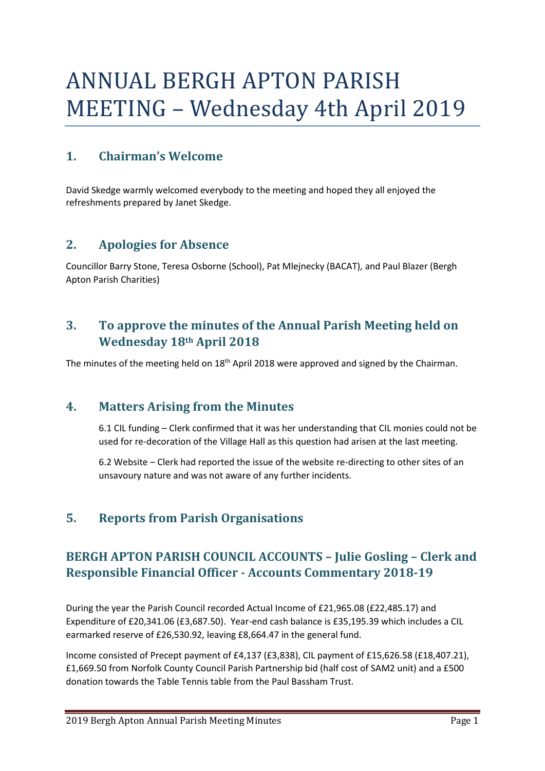# ANNUAL BERGH APTON PARISH MEETING – Wednesday 4th April 2019

## 1. Chairman's Welcome

David Skedge warmly welcomed everybody to the meeting and hoped they all enjoyed the refreshments prepared by Janet Skedge.

## 2. Apologies for Absence

Councillor Barry Stone, Teresa Osborne (School), Pat Mlejnecky (BACAT), and Paul Blazer (Bergh Apton Parish Charities)

## 3. To approve the minutes of the Annual Parish Meeting held on Wednesday 18th April 2018

The minutes of the meeting held on 18th April 2018 were approved and signed by the Chairman.

## 4. Matters Arising from the Minutes

6.1 CIL funding – Clerk confirmed that it was her understanding that CIL monies could not be used for re-decoration of the Village Hall as this question had arisen at the last meeting.

6.2 Website – Clerk had reported the issue of the website re-directing to other sites of an unsavoury nature and was not aware of any further incidents.

## 5. Reports from Parish Organisations

## BERGH APTON PARISH COUNCIL ACCOUNTS – Julie Gosling – Clerk and Responsible Financial Officer - Accounts Commentary 2018-19

During the year the Parish Council recorded Actual Income of £21,965.08 (£22,485.17) and Expenditure of £20,341.06 (£3,687.50). Year-end cash balance is £35,195.39 which includes a CIL earmarked reserve of £26,530.92, leaving £8,664.47 in the general fund.

Income consisted of Precept payment of £4,137 (£3,838), CIL payment of £15,626.58 (£18,407.21), £1,669.50 from Norfolk County Council Parish Partnership bid (half cost of SAM2 unit) and a £500 donation towards the Table Tennis table from the Paul Bassham Trust.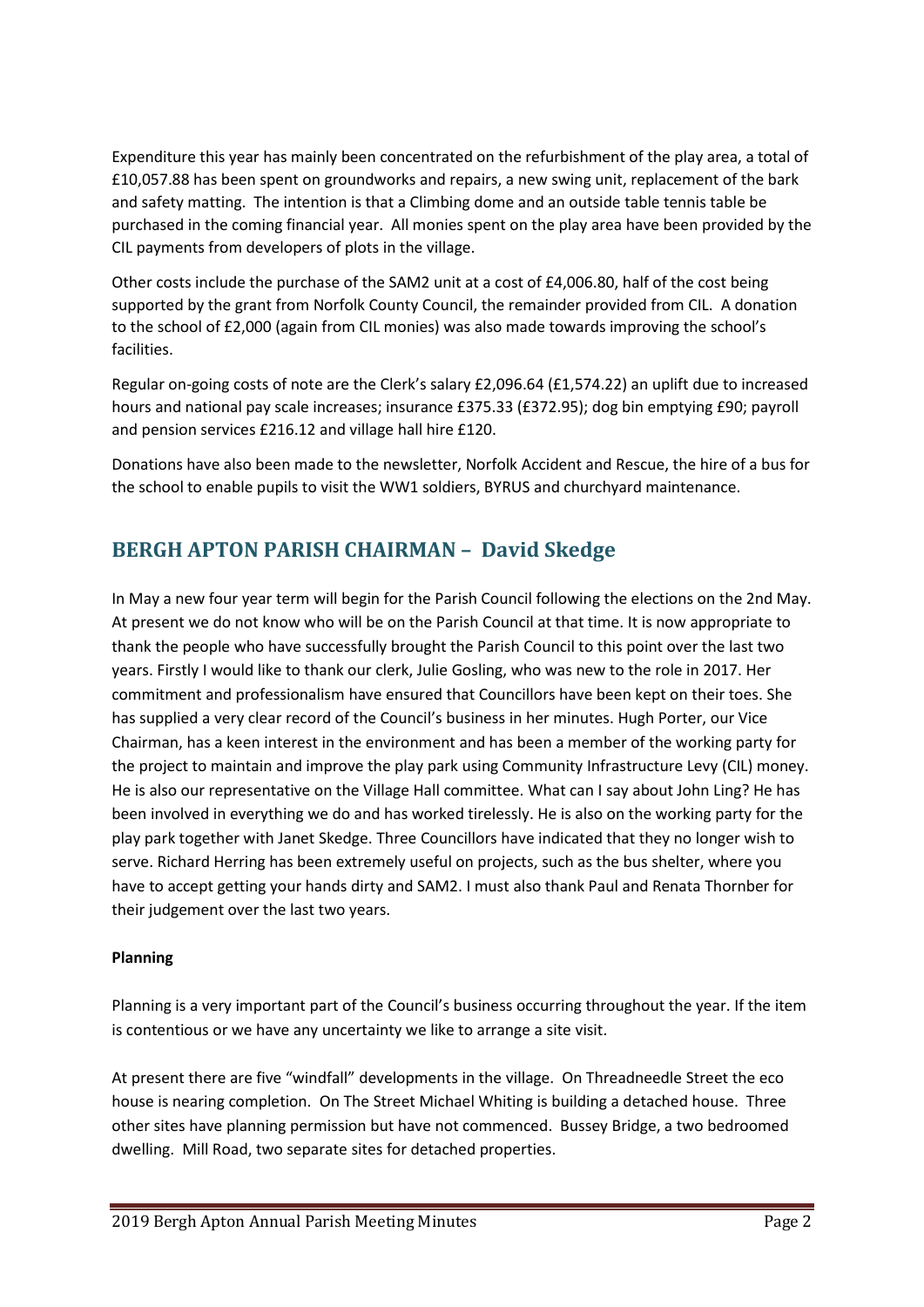Expenditure this year has mainly been concentrated on the refurbishment of the play area, a total of £10,057.88 has been spent on groundworks and repairs, a new swing unit, replacement of the bark and safety matting. The intention is that a Climbing dome and an outside table tennis table be purchased in the coming financial year. All monies spent on the play area have been provided by the CIL payments from developers of plots in the village.

Other costs include the purchase of the SAM2 unit at a cost of £4,006.80, half of the cost being supported by the grant from Norfolk County Council, the remainder provided from CIL. A donation to the school of £2,000 (again from CIL monies) was also made towards improving the school's facilities.

Regular on-going costs of note are the Clerk's salary £2,096.64 (£1,574.22) an uplift due to increased hours and national pay scale increases; insurance £375.33 (£372.95); dog bin emptying £90; payroll and pension services £216.12 and village hall hire £120.

Donations have also been made to the newsletter, Norfolk Accident and Rescue, the hire of a bus for the school to enable pupils to visit the WW1 soldiers, BYRUS and churchyard maintenance.

## BERGH APTON PARISH CHAIRMAN – David Skedge

In May a new four year term will begin for the Parish Council following the elections on the 2nd May. At present we do not know who will be on the Parish Council at that time. It is now appropriate to thank the people who have successfully brought the Parish Council to this point over the last two years. Firstly I would like to thank our clerk, Julie Gosling, who was new to the role in 2017. Her commitment and professionalism have ensured that Councillors have been kept on their toes. She has supplied a very clear record of the Council's business in her minutes. Hugh Porter, our Vice Chairman, has a keen interest in the environment and has been a member of the working party for the project to maintain and improve the play park using Community Infrastructure Levy (CIL) money. He is also our representative on the Village Hall committee. What can I say about John Ling? He has been involved in everything we do and has worked tirelessly. He is also on the working party for the play park together with Janet Skedge. Three Councillors have indicated that they no longer wish to serve. Richard Herring has been extremely useful on projects, such as the bus shelter, where you have to accept getting your hands dirty and SAM2. I must also thank Paul and Renata Thornber for their judgement over the last two years.

**Planning**

Planning is a very important part of the Council's business occurring throughout the year. If the item is contentious or we have any uncertainty we like to arrange a site visit.

At present there are five "windfall" developments in the village. On Threadneedle Street the eco house is nearing completion. On The Street Michael Whiting is building a detached house. Three other sites have planning permission but have not commenced. Bussey Bridge, a two bedroomed dwelling. Mill Road, two separate sites for detached properties.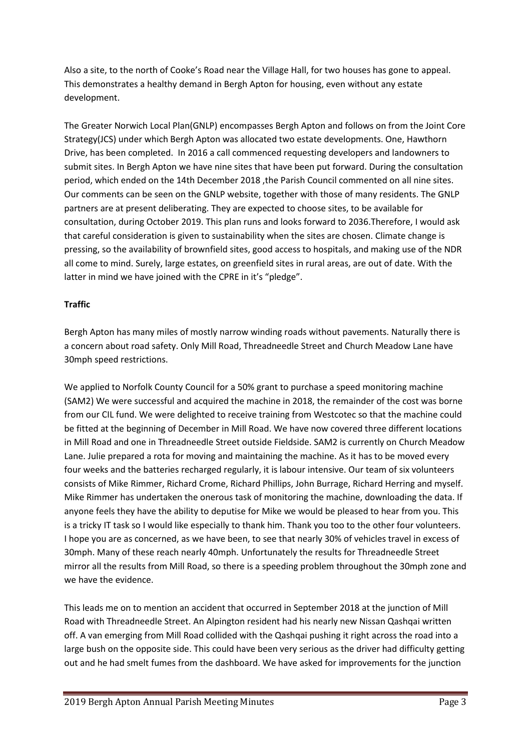Also a site, to the north of Cooke's Road near the Village Hall, for two houses has gone to appeal. This demonstrates a healthy demand in Bergh Apton for housing, even without any estate development.

The Greater Norwich Local Plan(GNLP) encompasses Bergh Apton and follows on from the Joint Core Strategy(JCS) under which Bergh Apton was allocated two estate developments. One, Hawthorn Drive, has been completed. In 2016 a call commenced requesting developers and landowners to submit sites. In Bergh Apton we have nine sites that have been put forward. During the consultation period, which ended on the 14th December 2018 ,the Parish Council commented on all nine sites. Our comments can be seen on the GNLP website, together with those of many residents. The GNLP partners are at present deliberating. They are expected to choose sites, to be available for consultation, during October 2019. This plan runs and looks forward to 2036.Therefore, I would ask that careful consideration is given to sustainability when the sites are chosen. Climate change is pressing, so the availability of brownfield sites, good access to hospitals, and making use of the NDR all come to mind. Surely, large estates, on greenfield sites in rural areas, are out of date. With the latter in mind we have joined with the CPRE in it's "pledge".

**Traffic**

Bergh Apton has many miles of mostly narrow winding roads without pavements. Naturally there is a concern about road safety. Only Mill Road, Threadneedle Street and Church Meadow Lane have 30mph speed restrictions.

We applied to Norfolk County Council for a 50% grant to purchase a speed monitoring machine (SAM2) We were successful and acquired the machine in 2018, the remainder of the cost was borne from our CIL fund. We were delighted to receive training from Westcotec so that the machine could be fitted at the beginning of December in Mill Road. We have now covered three different locations in Mill Road and one in Threadneedle Street outside Fieldside. SAM2 is currently on Church Meadow Lane. Julie prepared a rota for moving and maintaining the machine. As it has to be moved every four weeks and the batteries recharged regularly, it is labour intensive. Our team of six volunteers consists of Mike Rimmer, Richard Crome, Richard Phillips, John Burrage, Richard Herring and myself. Mike Rimmer has undertaken the onerous task of monitoring the machine, downloading the data. If anyone feels they have the ability to deputise for Mike we would be pleased to hear from you. This is a tricky IT task so I would like especially to thank him. Thank you too to the other four volunteers. I hope you are as concerned, as we have been, to see that nearly 30% of vehicles travel in excess of 30mph. Many of these reach nearly 40mph. Unfortunately the results for Threadneedle Street mirror all the results from Mill Road, so there is a speeding problem throughout the 30mph zone and we have the evidence.

This leads me on to mention an accident that occurred in September 2018 at the junction of Mill Road with Threadneedle Street. An Alpington resident had his nearly new Nissan Qashqai written off. A van emerging from Mill Road collided with the Qashqai pushing it right across the road into a large bush on the opposite side. This could have been very serious as the driver had difficulty getting out and he had smelt fumes from the dashboard. We have asked for improvements for the junction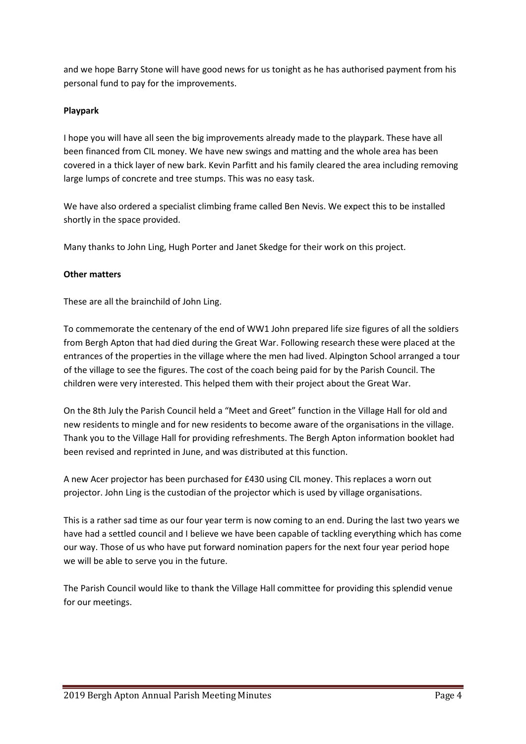and we hope Barry Stone will have good news for us tonight as he has authorised payment from his personal fund to pay for the improvements.

**Playpark**

I hope you will have all seen the big improvements already made to the playpark. These have all been financed from CIL money. We have new swings and matting and the whole area has been covered in a thick layer of new bark. Kevin Parfitt and his family cleared the area including removing large lumps of concrete and tree stumps. This was no easy task.

We have also ordered a specialist climbing frame called Ben Nevis. We expect this to be installed shortly in the space provided.

Many thanks to John Ling, Hugh Porter and Janet Skedge for their work on this project.

**Other matters**

These are all the brainchild of John Ling.

To commemorate the centenary of the end of WW1 John prepared life size figures of all the soldiers from Bergh Apton that had died during the Great War. Following research these were placed at the entrances of the properties in the village where the men had lived. Alpington School arranged a tour of the village to see the figures. The cost of the coach being paid for by the Parish Council. The children were very interested. This helped them with their project about the Great War.

On the 8th July the Parish Council held a "Meet and Greet" function in the Village Hall for old and new residents to mingle and for new residents to become aware of the organisations in the village. Thank you to the Village Hall for providing refreshments. The Bergh Apton information booklet had been revised and reprinted in June, and was distributed at this function.

A new Acer projector has been purchased for £430 using CIL money. This replaces a worn out projector. John Ling is the custodian of the projector which is used by village organisations.

This is a rather sad time as our four year term is now coming to an end. During the last two years we have had a settled council and I believe we have been capable of tackling everything which has come our way. Those of us who have put forward nomination papers for the next four year period hope we will be able to serve you in the future.

The Parish Council would like to thank the Village Hall committee for providing this splendid venue for our meetings.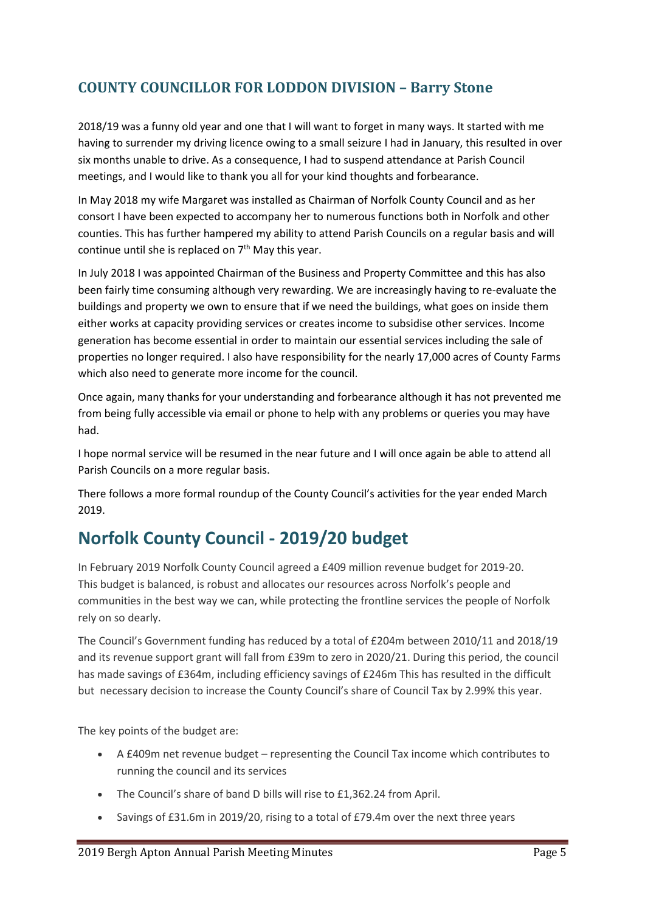## COUNTY COUNCILLOR FOR LODDON DIVISION – Barry Stone

2018/19 was a funny old year and one that I will want to forget in many ways. It started with me having to surrender my driving licence owing to a small seizure I had in January, this resulted in over six months unable to drive. As a consequence, I had to suspend attendance at Parish Council meetings, and I would like to thank you all for your kind thoughts and forbearance.

In May 2018 my wife Margaret was installed as Chairman of Norfolk County Council and as her consort I have been expected to accompany her to numerous functions both in Norfolk and other counties. This has further hampered my ability to attend Parish Councils on a regular basis and will continue until she is replaced on 7th May this year.

In July 2018 I was appointed Chairman of the Business and Property Committee and this has also been fairly time consuming although very rewarding. We are increasingly having to re-evaluate the buildings and property we own to ensure that if we need the buildings, what goes on inside them either works at capacity providing services or creates income to subsidise other services. Income generation has become essential in order to maintain our essential services including the sale of properties no longer required. I also have responsibility for the nearly 17,000 acres of County Farms which also need to generate more income for the council.

Once again, many thanks for your understanding and forbearance although it has not prevented me from being fully accessible via email or phone to help with any problems or queries you may have had.

I hope normal service will be resumed in the near future and I will once again be able to attend all Parish Councils on a more regular basis.

There follows a more formal roundup of the County Council's activities for the year ended March 2019.

# Norfolk County Council - 2019/20 budget

In February 2019 Norfolk County Council agreed a £409 million revenue budget for 2019-20. This budget is balanced, is robust and allocates our resources across Norfolk's people and communities in the best way we can, while protecting the frontline services the people of Norfolk rely on so dearly.

The Council's Government funding has reduced by a total of £204m between 2010/11 and 2018/19 and its revenue support grant will fall from £39m to zero in 2020/21. During this period, the council has made savings of £364m, including efficiency savings of £246m This has resulted in the difficult but necessary decision to increase the County Council's share of Council Tax by 2.99% this year.

The key points of the budget are:

- A £409m net revenue budget – representing the Council Tax income which contributes to running the council and its services
- The Council's share of band D bills will rise to £1,362.24 from April.
- Savings of £31.6m in 2019/20, rising to a total of £79.4m over the next three years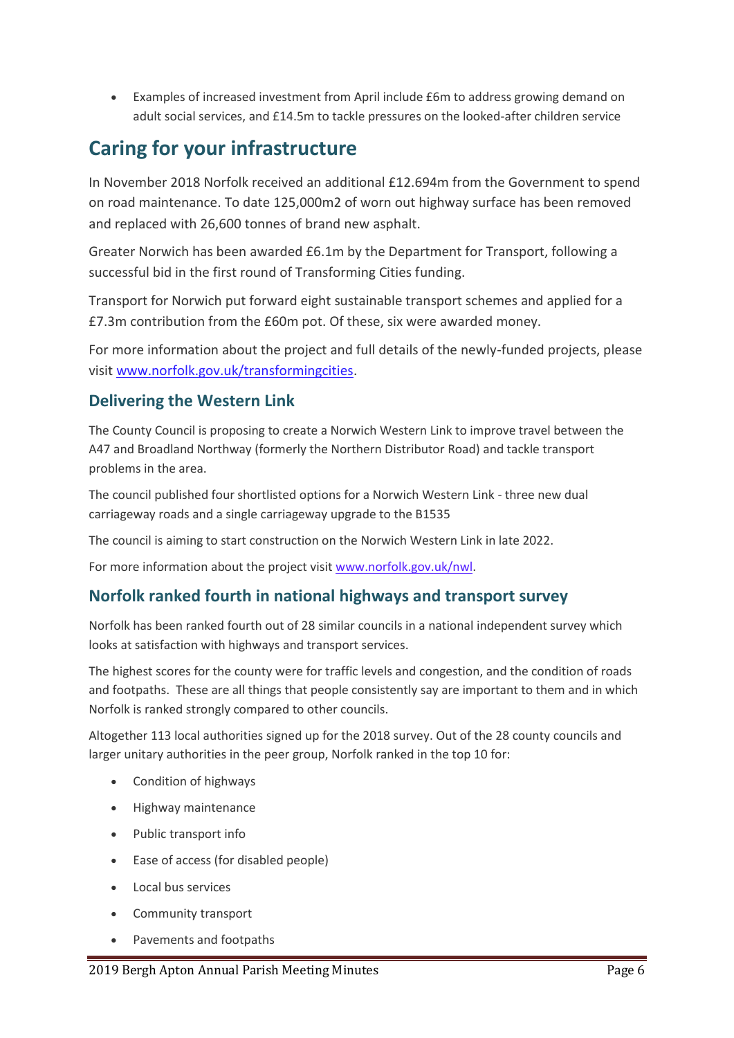- Examples of increased investment from April include £6m to address growing demand on adult social services, and £14.5m to tackle pressures on the looked-after children service

# Caring for your infrastructure

In November 2018 Norfolk received an additional £12.694m from the Government to spend on road maintenance. To date 125,000m2 of worn out highway surface has been removed and replaced with 26,600 tonnes of brand new asphalt.

Greater Norwich has been awarded £6.1m by the Department for Transport, following a successful bid in the first round of Transforming Cities funding.

Transport for Norwich put forward eight sustainable transport schemes and applied for a £7.3m contribution from the £60m pot. Of these, six were awarded money.

For more information about the project and full details of the newly-funded projects, please visit www.norfolk.gov.uk/transformingcities.

## Delivering the Western Link

The County Council is proposing to create a Norwich Western Link to improve travel between the A47 and Broadland Northway (formerly the Northern Distributor Road) and tackle transport problems in the area.

The council published four shortlisted options for a Norwich Western Link - three new dual carriageway roads and a single carriageway upgrade to the B1535

The council is aiming to start construction on the Norwich Western Link in late 2022.

For more information about the project visit www.norfolk.gov.uk/nwl.

## Norfolk ranked fourth in national highways and transport survey

Norfolk has been ranked fourth out of 28 similar councils in a national independent survey which looks at satisfaction with highways and transport services.

The highest scores for the county were for traffic levels and congestion, and the condition of roads and footpaths. These are all things that people consistently say are important to them and in which Norfolk is ranked strongly compared to other councils.

Altogether 113 local authorities signed up for the 2018 survey. Out of the 28 county councils and larger unitary authorities in the peer group, Norfolk ranked in the top 10 for:

- Condition of highways
- Highway maintenance
- Public transport info
- Ease of access (for disabled people)
- Local bus services
- Community transport
- Pavements and footpaths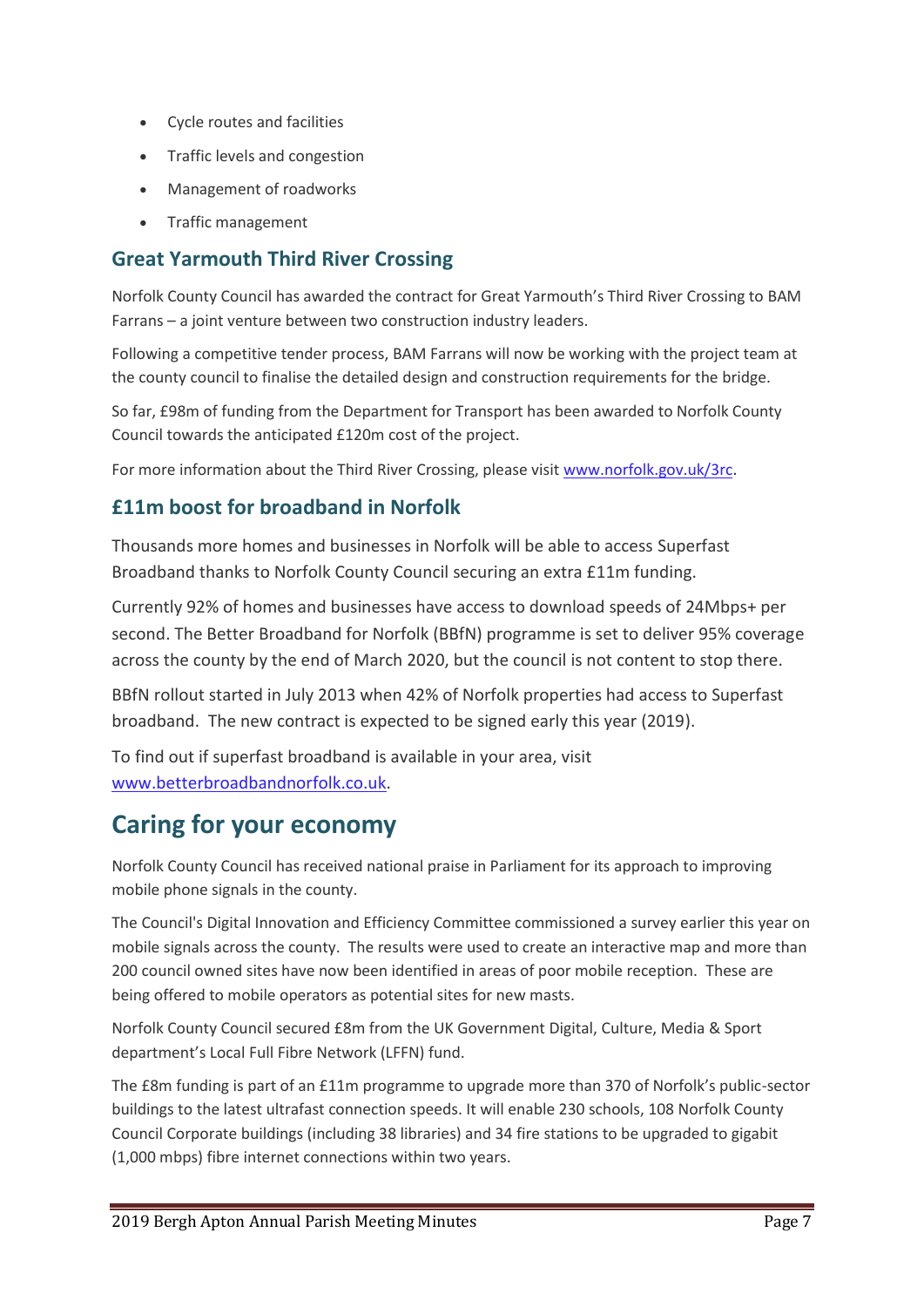- Cycle routes and facilities
- Traffic levels and congestion
- Management of roadworks
- Traffic management

### Great Yarmouth Third River Crossing

Norfolk County Council has awarded the contract for Great Yarmouth's Third River Crossing to BAM Farrans – a joint venture between two construction industry leaders.

Following a competitive tender process, BAM Farrans will now be working with the project team at the county council to finalise the detailed design and construction requirements for the bridge.

So far, £98m of funding from the Department for Transport has been awarded to Norfolk County Council towards the anticipated £120m cost of the project.

For more information about the Third River Crossing, please visit [www.norfolk.gov.uk/3rc](www.norfolk.gov.uk/3rc).

### £11m boost for broadband in Norfolk

Thousands more homes and businesses in Norfolk will be able to access Superfast Broadband thanks to Norfolk County Council securing an extra £11m funding.

Currently 92% of homes and businesses have access to download speeds of 24Mbps+ per second. The Better Broadband for Norfolk (BBfN) programme is set to deliver 95% coverage across the county by the end of March 2020, but the council is not content to stop there.

BBfN rollout started in July 2013 when 42% of Norfolk properties had access to Superfast broadband. The new contract is expected to be signed early this year (2019).

To find out if superfast broadband is available in your area, visit [www.betterbroadbandnorfolk.co.uk](www.betterbroadbandnorfolk.co.uk).

## Caring for your economy

Norfolk County Council has received national praise in Parliament for its approach to improving mobile phone signals in the county.

The Council's Digital Innovation and Efficiency Committee commissioned a survey earlier this year on mobile signals across the county. The results were used to create an interactive map and more than 200 council owned sites have now been identified in areas of poor mobile reception. These are being offered to mobile operators as potential sites for new masts.

Norfolk County Council secured £8m from the UK Government Digital, Culture, Media & Sport department's Local Full Fibre Network (LFFN) fund.

The £8m funding is part of an £11m programme to upgrade more than 370 of Norfolk's public-sector buildings to the latest ultrafast connection speeds. It will enable 230 schools, 108 Norfolk County Council Corporate buildings (including 38 libraries) and 34 fire stations to be upgraded to gigabit (1,000 mbps) fibre internet connections within two years.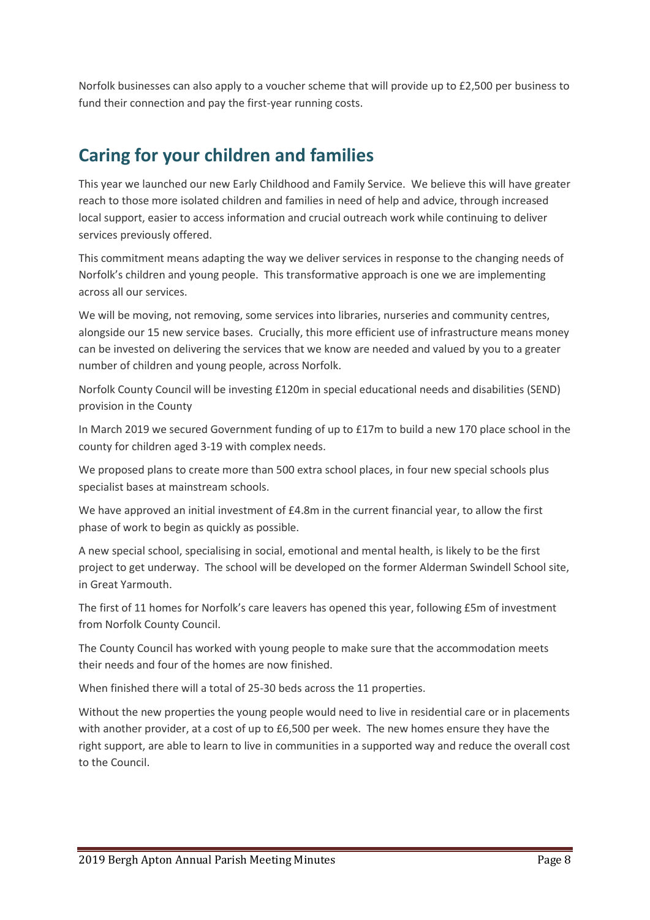Norfolk businesses can also apply to a voucher scheme that will provide up to £2,500 per business to fund their connection and pay the first-year running costs.

## Caring for your children and families

This year we launched our new Early Childhood and Family Service. We believe this will have greater reach to those more isolated children and families in need of help and advice, through increased local support, easier to access information and crucial outreach work while continuing to deliver services previously offered.

This commitment means adapting the way we deliver services in response to the changing needs of Norfolk's children and young people. This transformative approach is one we are implementing across all our services.

We will be moving, not removing, some services into libraries, nurseries and community centres, alongside our 15 new service bases. Crucially, this more efficient use of infrastructure means money can be invested on delivering the services that we know are needed and valued by you to a greater number of children and young people, across Norfolk.

Norfolk County Council will be investing £120m in special educational needs and disabilities (SEND) provision in the County

In March 2019 we secured Government funding of up to £17m to build a new 170 place school in the county for children aged 3-19 with complex needs.

We proposed plans to create more than 500 extra school places, in four new special schools plus specialist bases at mainstream schools.

We have approved an initial investment of £4.8m in the current financial year, to allow the first phase of work to begin as quickly as possible.

A new special school, specialising in social, emotional and mental health, is likely to be the first project to get underway. The school will be developed on the former Alderman Swindell School site, in Great Yarmouth.

The first of 11 homes for Norfolk's care leavers has opened this year, following £5m of investment from Norfolk County Council.

The County Council has worked with young people to make sure that the accommodation meets their needs and four of the homes are now finished.

When finished there will a total of 25-30 beds across the 11 properties.

Without the new properties the young people would need to live in residential care or in placements with another provider, at a cost of up to £6,500 per week. The new homes ensure they have the right support, are able to learn to live in communities in a supported way and reduce the overall cost to the Council.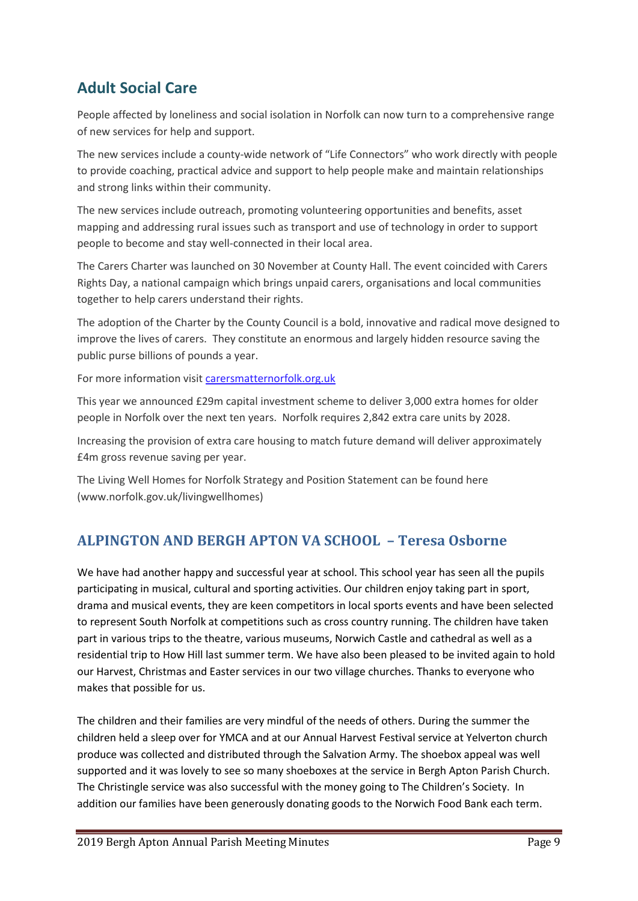## Adult Social Care

People affected by loneliness and social isolation in Norfolk can now turn to a comprehensive range of new services for help and support.

The new services include a county-wide network of "Life Connectors" who work directly with people to provide coaching, practical advice and support to help people make and maintain relationships and strong links within their community.

The new services include outreach, promoting volunteering opportunities and benefits, asset mapping and addressing rural issues such as transport and use of technology in order to support people to become and stay well-connected in their local area.

The Carers Charter was launched on 30 November at County Hall. The event coincided with Carers Rights Day, a national campaign which brings unpaid carers, organisations and local communities together to help carers understand their rights.

The adoption of the Charter by the County Council is a bold, innovative and radical move designed to improve the lives of carers. They constitute an enormous and largely hidden resource saving the public purse billions of pounds a year.

For more information visit carersmatternorfolk.org.uk

This year we announced £29m capital investment scheme to deliver 3,000 extra homes for older people in Norfolk over the next ten years. Norfolk requires 2,842 extra care units by 2028.

Increasing the provision of extra care housing to match future demand will deliver approximately £4m gross revenue saving per year.

The Living Well Homes for Norfolk Strategy and Position Statement can be found here (www.norfolk.gov.uk/livingwellhomes)

## ALPINGTON AND BERGH APTON VA SCHOOL – Teresa Osborne

We have had another happy and successful year at school. This school year has seen all the pupils participating in musical, cultural and sporting activities. Our children enjoy taking part in sport, drama and musical events, they are keen competitors in local sports events and have been selected to represent South Norfolk at competitions such as cross country running. The children have taken part in various trips to the theatre, various museums, Norwich Castle and cathedral as well as a residential trip to How Hill last summer term. We have also been pleased to be invited again to hold our Harvest, Christmas and Easter services in our two village churches. Thanks to everyone who makes that possible for us.

The children and their families are very mindful of the needs of others. During the summer the children held a sleep over for YMCA and at our Annual Harvest Festival service at Yelverton church produce was collected and distributed through the Salvation Army. The shoebox appeal was well supported and it was lovely to see so many shoeboxes at the service in Bergh Apton Parish Church. The Christingle service was also successful with the money going to The Children's Society. In addition our families have been generously donating goods to the Norwich Food Bank each term.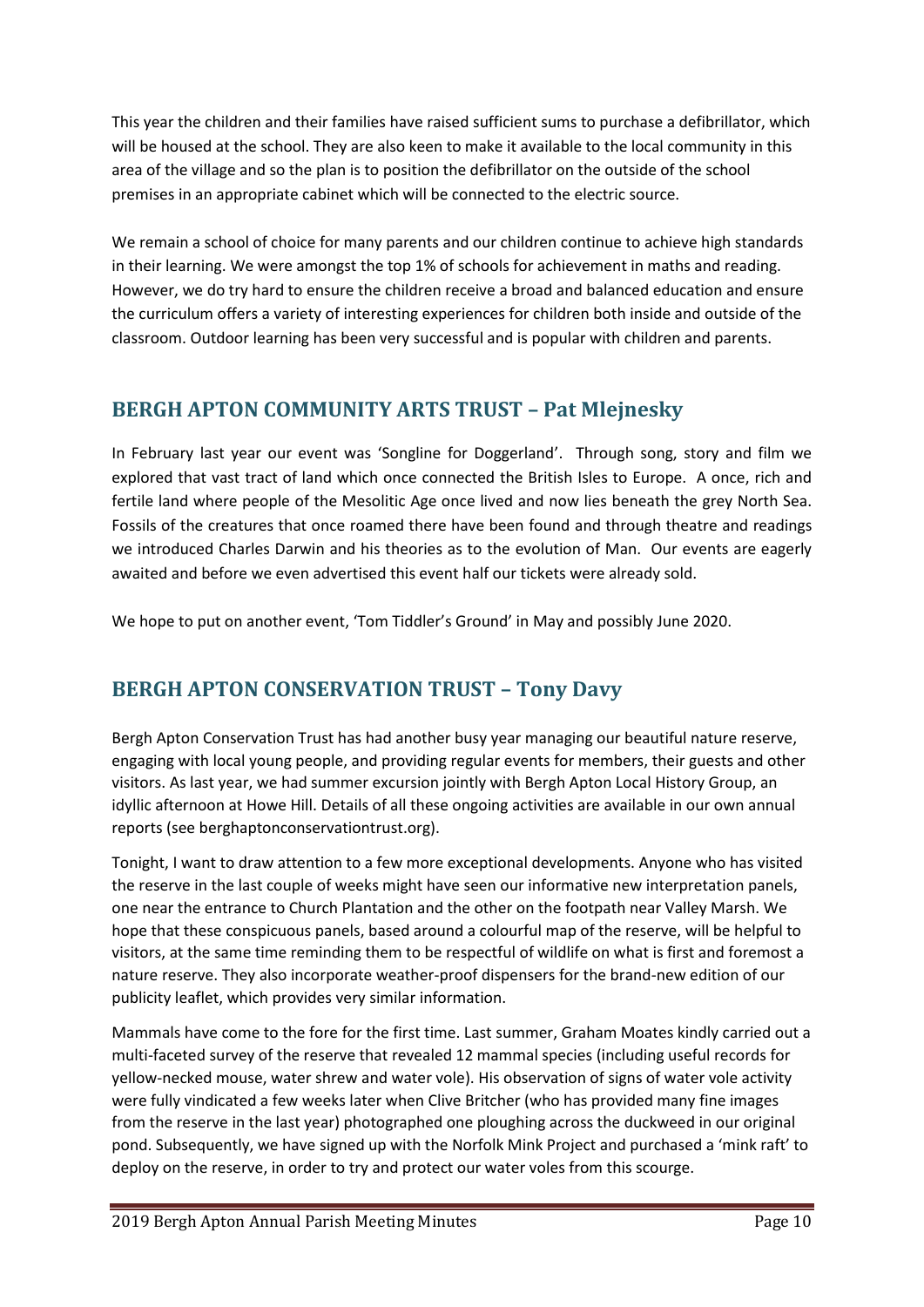This year the children and their families have raised sufficient sums to purchase a defibrillator, which will be housed at the school. They are also keen to make it available to the local community in this area of the village and so the plan is to position the defibrillator on the outside of the school premises in an appropriate cabinet which will be connected to the electric source.

We remain a school of choice for many parents and our children continue to achieve high standards in their learning. We were amongst the top 1% of schools for achievement in maths and reading. However, we do try hard to ensure the children receive a broad and balanced education and ensure the curriculum offers a variety of interesting experiences for children both inside and outside of the classroom. Outdoor learning has been very successful and is popular with children and parents.

## BERGH APTON COMMUNITY ARTS TRUST – Pat Mlejnesky

In February last year our event was 'Songline for Doggerland'. Through song, story and film we explored that vast tract of land which once connected the British Isles to Europe. A once, rich and fertile land where people of the Mesolitic Age once lived and now lies beneath the grey North Sea. Fossils of the creatures that once roamed there have been found and through theatre and readings we introduced Charles Darwin and his theories as to the evolution of Man. Our events are eagerly awaited and before we even advertised this event half our tickets were already sold.

We hope to put on another event, 'Tom Tiddler's Ground' in May and possibly June 2020.

## BERGH APTON CONSERVATION TRUST – Tony Davy

Bergh Apton Conservation Trust has had another busy year managing our beautiful nature reserve, engaging with local young people, and providing regular events for members, their guests and other visitors. As last year, we had summer excursion jointly with Bergh Apton Local History Group, an idyllic afternoon at Howe Hill. Details of all these ongoing activities are available in our own annual reports (see berghaptonconservationtrust.org).

Tonight, I want to draw attention to a few more exceptional developments. Anyone who has visited the reserve in the last couple of weeks might have seen our informative new interpretation panels, one near the entrance to Church Plantation and the other on the footpath near Valley Marsh. We hope that these conspicuous panels, based around a colourful map of the reserve, will be helpful to visitors, at the same time reminding them to be respectful of wildlife on what is first and foremost a nature reserve. They also incorporate weather-proof dispensers for the brand-new edition of our publicity leaflet, which provides very similar information.

Mammals have come to the fore for the first time. Last summer, Graham Moates kindly carried out a multi-faceted survey of the reserve that revealed 12 mammal species (including useful records for yellow-necked mouse, water shrew and water vole). His observation of signs of water vole activity were fully vindicated a few weeks later when Clive Britcher (who has provided many fine images from the reserve in the last year) photographed one ploughing across the duckweed in our original pond. Subsequently, we have signed up with the Norfolk Mink Project and purchased a 'mink raft' to deploy on the reserve, in order to try and protect our water voles from this scourge.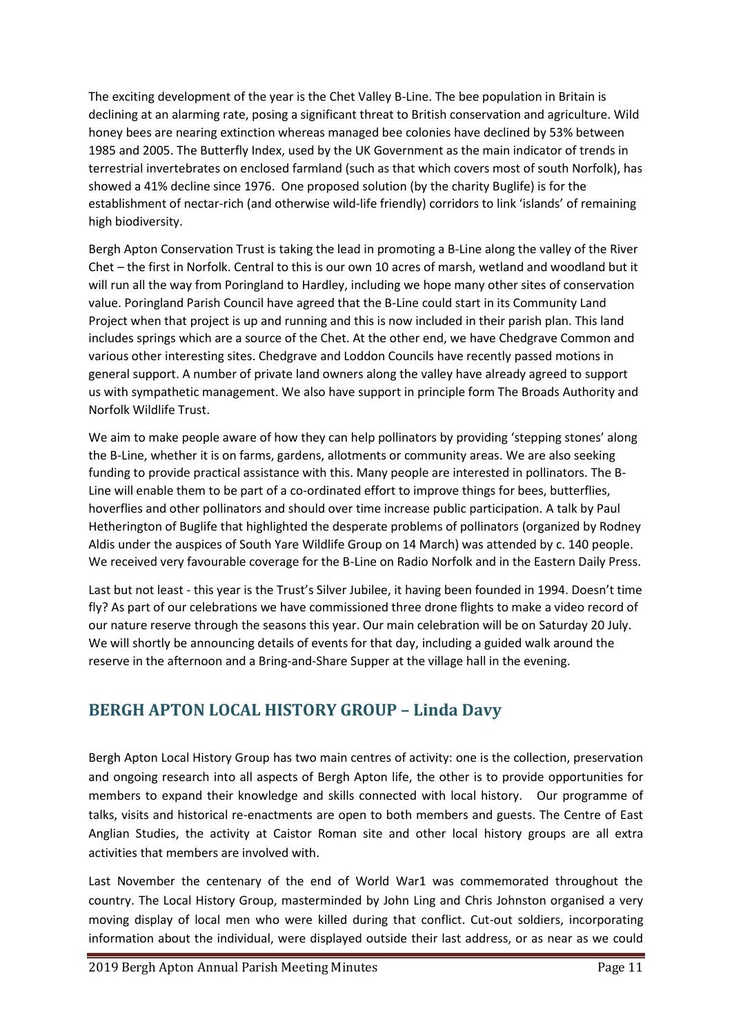The exciting development of the year is the Chet Valley B-Line. The bee population in Britain is declining at an alarming rate, posing a significant threat to British conservation and agriculture. Wild honey bees are nearing extinction whereas managed bee colonies have declined by 53% between 1985 and 2005. The Butterfly Index, used by the UK Government as the main indicator of trends in terrestrial invertebrates on enclosed farmland (such as that which covers most of south Norfolk), has showed a 41% decline since 1976. One proposed solution (by the charity Buglife) is for the establishment of nectar-rich (and otherwise wild-life friendly) corridors to link 'islands' of remaining high biodiversity.

Bergh Apton Conservation Trust is taking the lead in promoting a B-Line along the valley of the River Chet – the first in Norfolk. Central to this is our own 10 acres of marsh, wetland and woodland but it will run all the way from Poringland to Hardley, including we hope many other sites of conservation value. Poringland Parish Council have agreed that the B-Line could start in its Community Land Project when that project is up and running and this is now included in their parish plan. This land includes springs which are a source of the Chet. At the other end, we have Chedgrave Common and various other interesting sites. Chedgrave and Loddon Councils have recently passed motions in general support. A number of private land owners along the valley have already agreed to support us with sympathetic management. We also have support in principle form The Broads Authority and Norfolk Wildlife Trust.

We aim to make people aware of how they can help pollinators by providing 'stepping stones' along the B-Line, whether it is on farms, gardens, allotments or community areas. We are also seeking funding to provide practical assistance with this. Many people are interested in pollinators. The B-Line will enable them to be part of a co-ordinated effort to improve things for bees, butterflies, hoverflies and other pollinators and should over time increase public participation. A talk by Paul Hetherington of Buglife that highlighted the desperate problems of pollinators (organized by Rodney Aldis under the auspices of South Yare Wildlife Group on 14 March) was attended by c. 140 people. We received very favourable coverage for the B-Line on Radio Norfolk and in the Eastern Daily Press.

Last but not least - this year is the Trust's Silver Jubilee, it having been founded in 1994. Doesn't time fly? As part of our celebrations we have commissioned three drone flights to make a video record of our nature reserve through the seasons this year. Our main celebration will be on Saturday 20 July. We will shortly be announcing details of events for that day, including a guided walk around the reserve in the afternoon and a Bring-and-Share Supper at the village hall in the evening.

## BERGH APTON LOCAL HISTORY GROUP – Linda Davy

Bergh Apton Local History Group has two main centres of activity: one is the collection, preservation and ongoing research into all aspects of Bergh Apton life, the other is to provide opportunities for members to expand their knowledge and skills connected with local history. Our programme of talks, visits and historical re-enactments are open to both members and guests. The Centre of East Anglian Studies, the activity at Caistor Roman site and other local history groups are all extra activities that members are involved with.

Last November the centenary of the end of World War1 was commemorated throughout the country. The Local History Group, masterminded by John Ling and Chris Johnston organised a very moving display of local men who were killed during that conflict. Cut-out soldiers, incorporating information about the individual, were displayed outside their last address, or as near as we could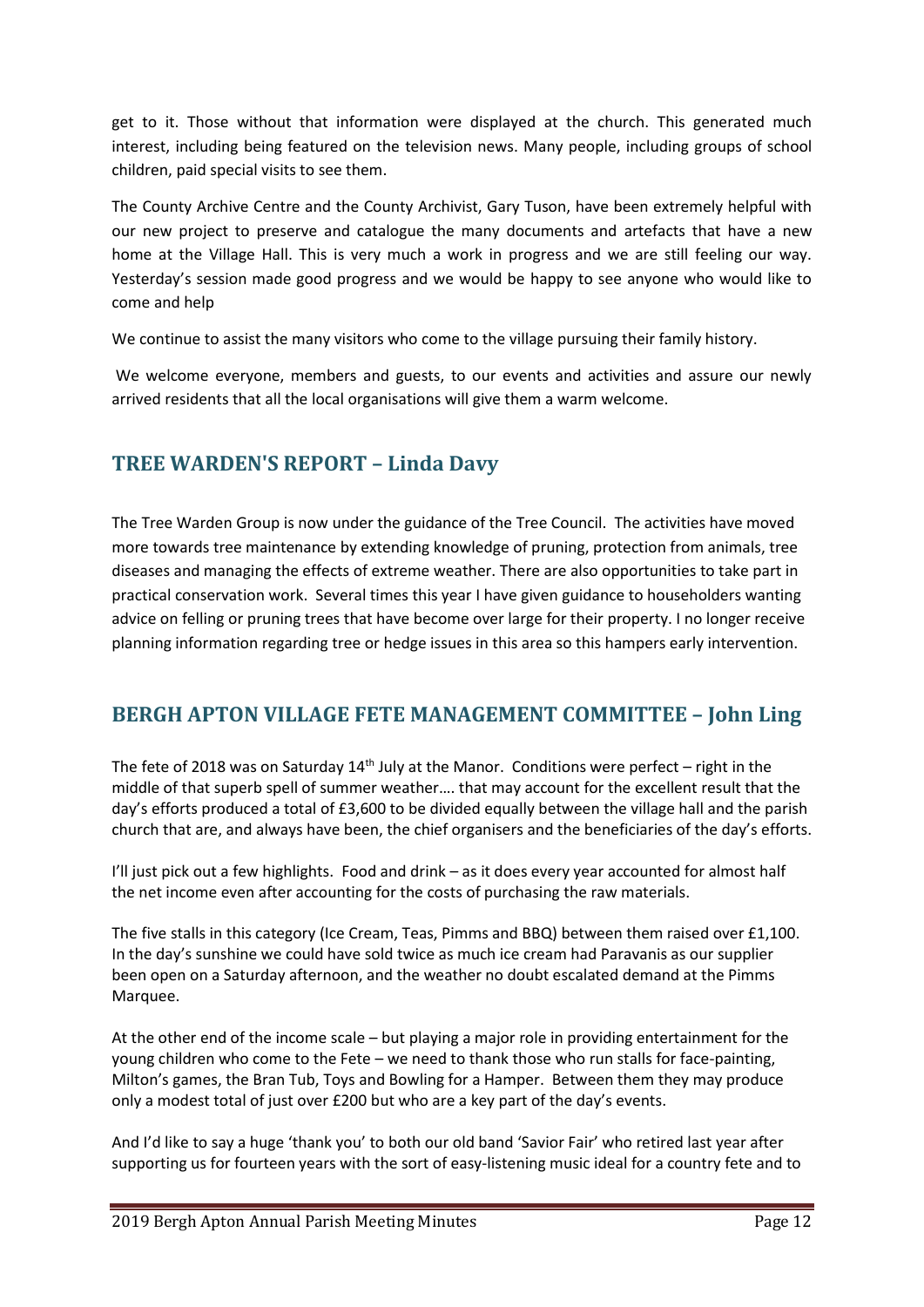get to it. Those without that information were displayed at the church. This generated much interest, including being featured on the television news. Many people, including groups of school children, paid special visits to see them.

The County Archive Centre and the County Archivist, Gary Tuson, have been extremely helpful with our new project to preserve and catalogue the many documents and artefacts that have a new home at the Village Hall. This is very much a work in progress and we are still feeling our way. Yesterday's session made good progress and we would be happy to see anyone who would like to come and help

We continue to assist the many visitors who come to the village pursuing their family history.

We welcome everyone, members and guests, to our events and activities and assure our newly arrived residents that all the local organisations will give them a warm welcome.

## TREE WARDEN'S REPORT – Linda Davy

The Tree Warden Group is now under the guidance of the Tree Council. The activities have moved more towards tree maintenance by extending knowledge of pruning, protection from animals, tree diseases and managing the effects of extreme weather. There are also opportunities to take part in practical conservation work. Several times this year I have given guidance to householders wanting advice on felling or pruning trees that have become over large for their property. I no longer receive planning information regarding tree or hedge issues in this area so this hampers early intervention.

## BERGH APTON VILLAGE FETE MANAGEMENT COMMITTEE – John Ling

The fete of 2018 was on Saturday 14th July at the Manor. Conditions were perfect – right in the middle of that superb spell of summer weather…. that may account for the excellent result that the day's efforts produced a total of £3,600 to be divided equally between the village hall and the parish church that are, and always have been, the chief organisers and the beneficiaries of the day's efforts.

I'll just pick out a few highlights. Food and drink – as it does every year accounted for almost half the net income even after accounting for the costs of purchasing the raw materials.

The five stalls in this category (Ice Cream, Teas, Pimms and BBQ) between them raised over £1,100. In the day's sunshine we could have sold twice as much ice cream had Paravanis as our supplier been open on a Saturday afternoon, and the weather no doubt escalated demand at the Pimms Marquee.

At the other end of the income scale – but playing a major role in providing entertainment for the young children who come to the Fete – we need to thank those who run stalls for face-painting, Milton's games, the Bran Tub, Toys and Bowling for a Hamper. Between them they may produce only a modest total of just over £200 but who are a key part of the day's events.

And I'd like to say a huge 'thank you' to both our old band 'Savior Fair' who retired last year after supporting us for fourteen years with the sort of easy-listening music ideal for a country fete and to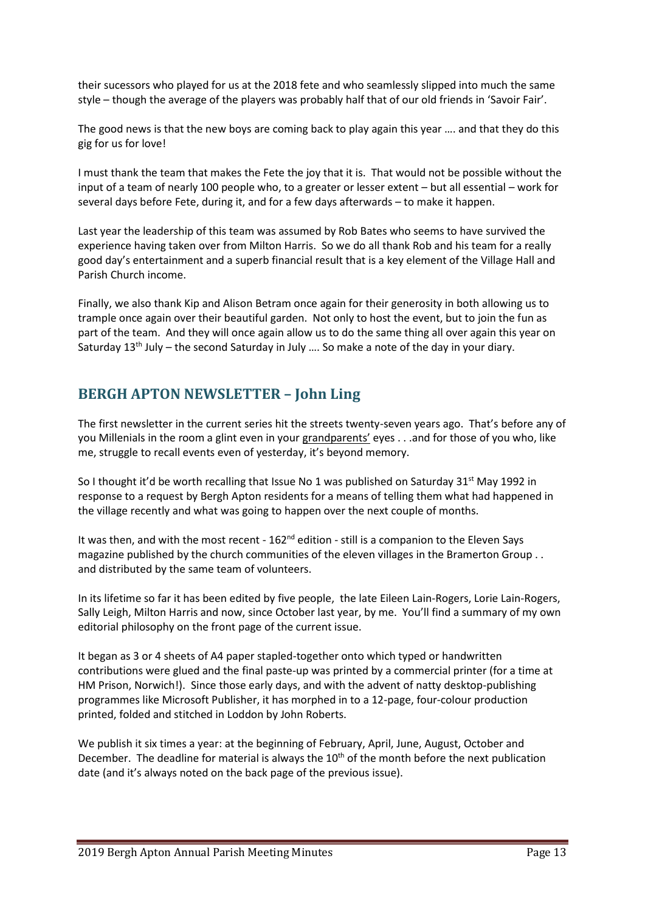their sucessors who played for us at the 2018 fete and who seamlessly slipped into much the same style – though the average of the players was probably half that of our old friends in 'Savoir Fair'.

The good news is that the new boys are coming back to play again this year …. and that they do this gig for us for love!

I must thank the team that makes the Fete the joy that it is. That would not be possible without the input of a team of nearly 100 people who, to a greater or lesser extent – but all essential – work for several days before Fete, during it, and for a few days afterwards – to make it happen.

Last year the leadership of this team was assumed by Rob Bates who seems to have survived the experience having taken over from Milton Harris. So we do all thank Rob and his team for a really good day's entertainment and a superb financial result that is a key element of the Village Hall and Parish Church income.

Finally, we also thank Kip and Alison Betram once again for their generosity in both allowing us to trample once again over their beautiful garden. Not only to host the event, but to join the fun as part of the team. And they will once again allow us to do the same thing all over again this year on Saturday 13th July – the second Saturday in July …. So make a note of the day in your diary.

## BERGH APTON NEWSLETTER – John Ling

The first newsletter in the current series hit the streets twenty-seven years ago. That's before any of you Millenials in the room a glint even in your grandparents' eyes . . .and for those of you who, like me, struggle to recall events even of yesterday, it's beyond memory.

So I thought it'd be worth recalling that Issue No 1 was published on Saturday 31st May 1992 in response to a request by Bergh Apton residents for a means of telling them what had happened in the village recently and what was going to happen over the next couple of months.

It was then, and with the most recent - 162nd edition - still is a companion to the Eleven Says magazine published by the church communities of the eleven villages in the Bramerton Group . . and distributed by the same team of volunteers.

In its lifetime so far it has been edited by five people, the late Eileen Lain-Rogers, Lorie Lain-Rogers, Sally Leigh, Milton Harris and now, since October last year, by me. You'll find a summary of my own editorial philosophy on the front page of the current issue.

It began as 3 or 4 sheets of A4 paper stapled-together onto which typed or handwritten contributions were glued and the final paste-up was printed by a commercial printer (for a time at HM Prison, Norwich!). Since those early days, and with the advent of natty desktop-publishing programmes like Microsoft Publisher, it has morphed in to a 12-page, four-colour production printed, folded and stitched in Loddon by John Roberts.

We publish it six times a year: at the beginning of February, April, June, August, October and December. The deadline for material is always the 10th of the month before the next publication date (and it's always noted on the back page of the previous issue).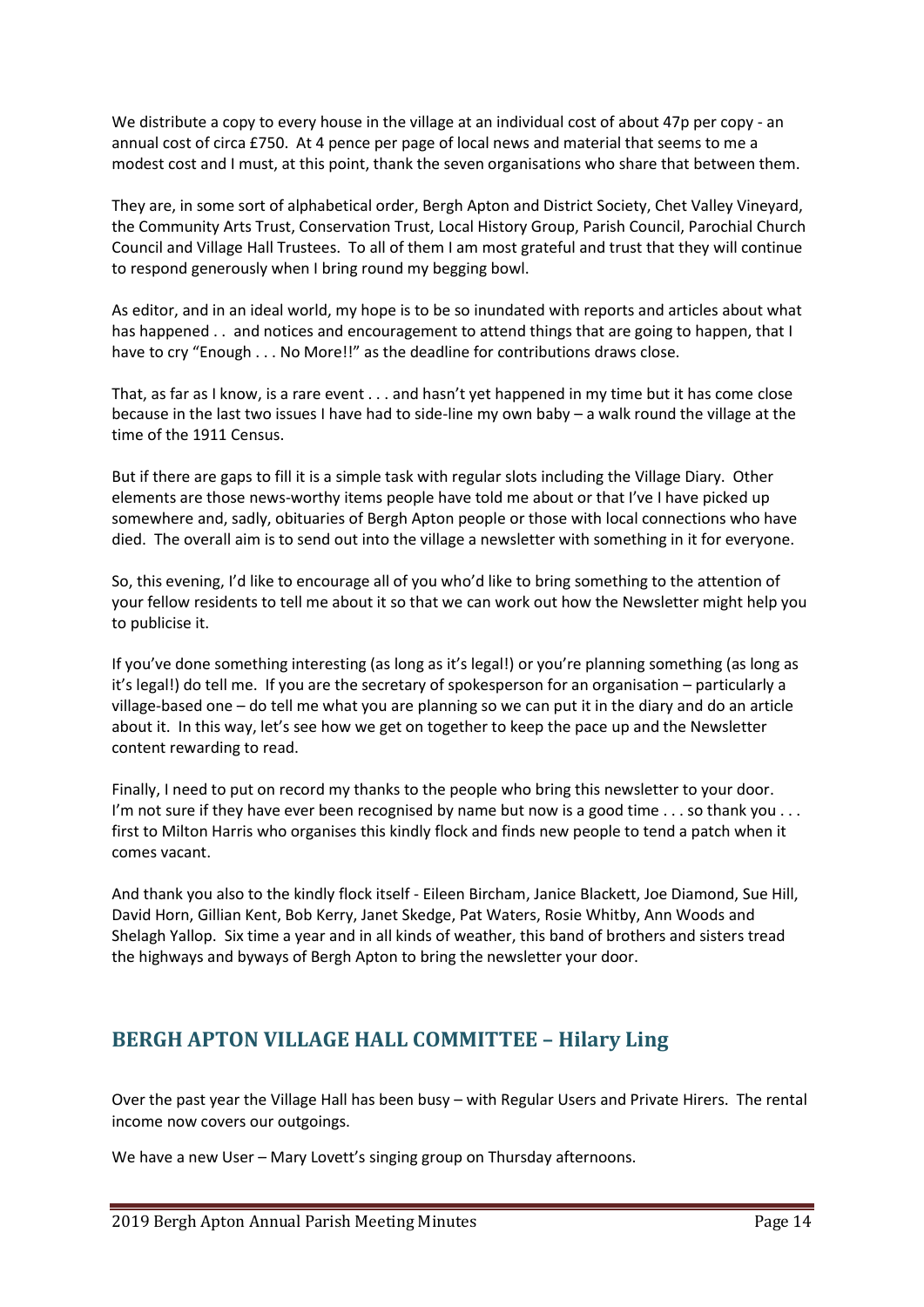We distribute a copy to every house in the village at an individual cost of about 47p per copy - an annual cost of circa £750. At 4 pence per page of local news and material that seems to me a modest cost and I must, at this point, thank the seven organisations who share that between them.

They are, in some sort of alphabetical order, Bergh Apton and District Society, Chet Valley Vineyard, the Community Arts Trust, Conservation Trust, Local History Group, Parish Council, Parochial Church Council and Village Hall Trustees. To all of them I am most grateful and trust that they will continue to respond generously when I bring round my begging bowl.

As editor, and in an ideal world, my hope is to be so inundated with reports and articles about what has happened . . and notices and encouragement to attend things that are going to happen, that I have to cry "Enough . . . No More!!" as the deadline for contributions draws close.

That, as far as I know, is a rare event . . . and hasn't yet happened in my time but it has come close because in the last two issues I have had to side-line my own baby – a walk round the village at the time of the 1911 Census.

But if there are gaps to fill it is a simple task with regular slots including the Village Diary. Other elements are those news-worthy items people have told me about or that I've I have picked up somewhere and, sadly, obituaries of Bergh Apton people or those with local connections who have died. The overall aim is to send out into the village a newsletter with something in it for everyone.

So, this evening, I'd like to encourage all of you who'd like to bring something to the attention of your fellow residents to tell me about it so that we can work out how the Newsletter might help you to publicise it.

If you've done something interesting (as long as it's legal!) or you're planning something (as long as it's legal!) do tell me. If you are the secretary of spokesperson for an organisation – particularly a village-based one – do tell me what you are planning so we can put it in the diary and do an article about it. In this way, let's see how we get on together to keep the pace up and the Newsletter content rewarding to read.

Finally, I need to put on record my thanks to the people who bring this newsletter to your door. I'm not sure if they have ever been recognised by name but now is a good time . . . so thank you . . . first to Milton Harris who organises this kindly flock and finds new people to tend a patch when it comes vacant.

And thank you also to the kindly flock itself - Eileen Bircham, Janice Blackett, Joe Diamond, Sue Hill, David Horn, Gillian Kent, Bob Kerry, Janet Skedge, Pat Waters, Rosie Whitby, Ann Woods and Shelagh Yallop. Six time a year and in all kinds of weather, this band of brothers and sisters tread the highways and byways of Bergh Apton to bring the newsletter your door.

## BERGH APTON VILLAGE HALL COMMITTEE – Hilary Ling

Over the past year the Village Hall has been busy – with Regular Users and Private Hirers. The rental income now covers our outgoings.

We have a new User – Mary Lovett's singing group on Thursday afternoons.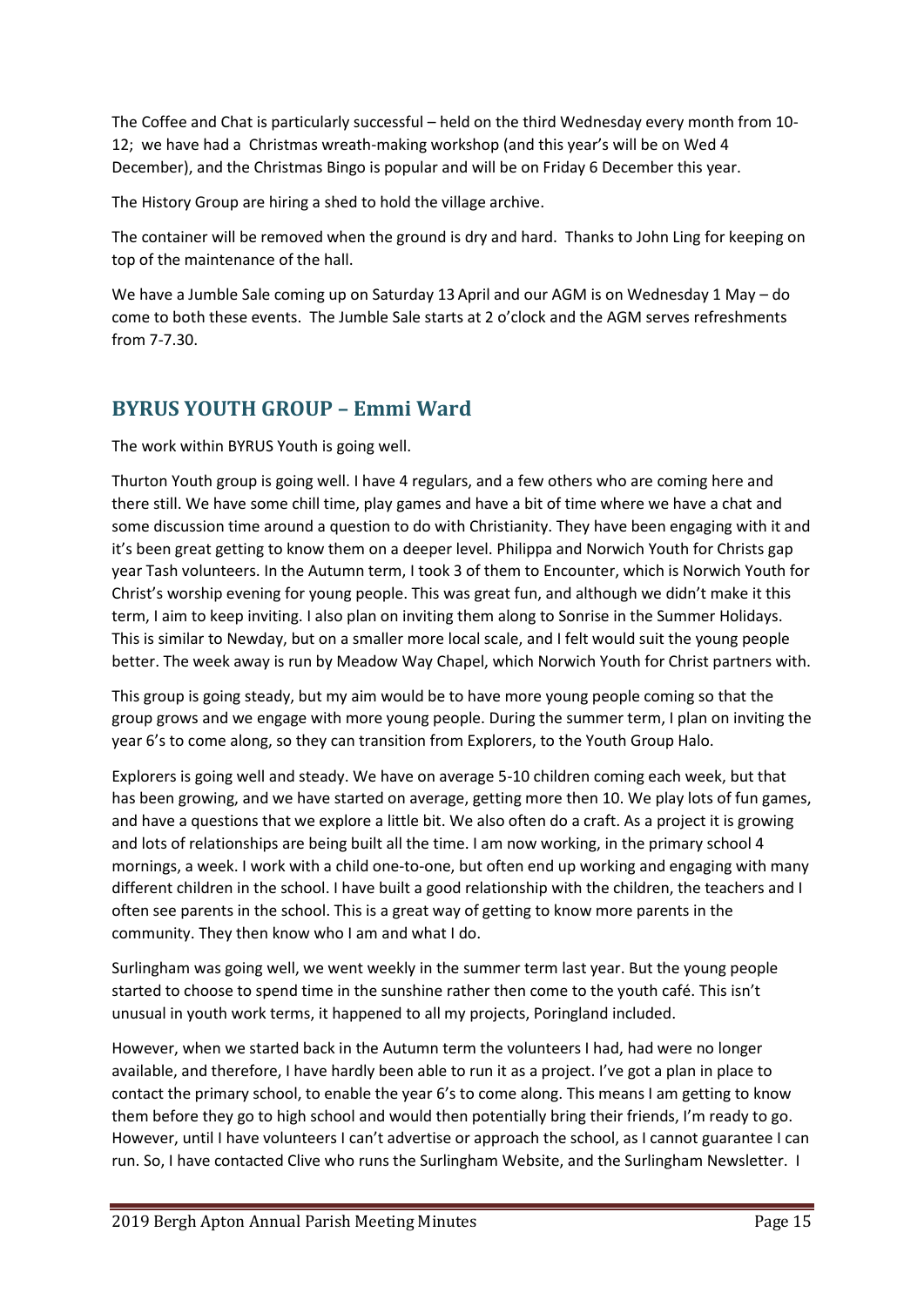The Coffee and Chat is particularly successful – held on the third Wednesday every month from 10-12; we have had a Christmas wreath-making workshop (and this year's will be on Wed 4 December), and the Christmas Bingo is popular and will be on Friday 6 December this year.

The History Group are hiring a shed to hold the village archive.

The container will be removed when the ground is dry and hard. Thanks to John Ling for keeping on top of the maintenance of the hall.

We have a Jumble Sale coming up on Saturday 13 April and our AGM is on Wednesday 1 May – do come to both these events. The Jumble Sale starts at 2 o'clock and the AGM serves refreshments from 7-7.30.

## BYRUS YOUTH GROUP – Emmi Ward

The work within BYRUS Youth is going well.

Thurton Youth group is going well. I have 4 regulars, and a few others who are coming here and there still. We have some chill time, play games and have a bit of time where we have a chat and some discussion time around a question to do with Christianity. They have been engaging with it and it's been great getting to know them on a deeper level. Philippa and Norwich Youth for Christs gap year Tash volunteers. In the Autumn term, I took 3 of them to Encounter, which is Norwich Youth for Christ's worship evening for young people. This was great fun, and although we didn't make it this term, I aim to keep inviting. I also plan on inviting them along to Sonrise in the Summer Holidays. This is similar to Newday, but on a smaller more local scale, and I felt would suit the young people better. The week away is run by Meadow Way Chapel, which Norwich Youth for Christ partners with.

This group is going steady, but my aim would be to have more young people coming so that the group grows and we engage with more young people. During the summer term, I plan on inviting the year 6's to come along, so they can transition from Explorers, to the Youth Group Halo.

Explorers is going well and steady. We have on average 5-10 children coming each week, but that has been growing, and we have started on average, getting more then 10. We play lots of fun games, and have a questions that we explore a little bit. We also often do a craft. As a project it is growing and lots of relationships are being built all the time. I am now working, in the primary school 4 mornings, a week. I work with a child one-to-one, but often end up working and engaging with many different children in the school. I have built a good relationship with the children, the teachers and I often see parents in the school. This is a great way of getting to know more parents in the community. They then know who I am and what I do.

Surlingham was going well, we went weekly in the summer term last year. But the young people started to choose to spend time in the sunshine rather then come to the youth café. This isn't unusual in youth work terms, it happened to all my projects, Poringland included.

However, when we started back in the Autumn term the volunteers I had, had were no longer available, and therefore, I have hardly been able to run it as a project. I've got a plan in place to contact the primary school, to enable the year 6's to come along. This means I am getting to know them before they go to high school and would then potentially bring their friends, I'm ready to go. However, until I have volunteers I can't advertise or approach the school, as I cannot guarantee I can run. So, I have contacted Clive who runs the Surlingham Website, and the Surlingham Newsletter. I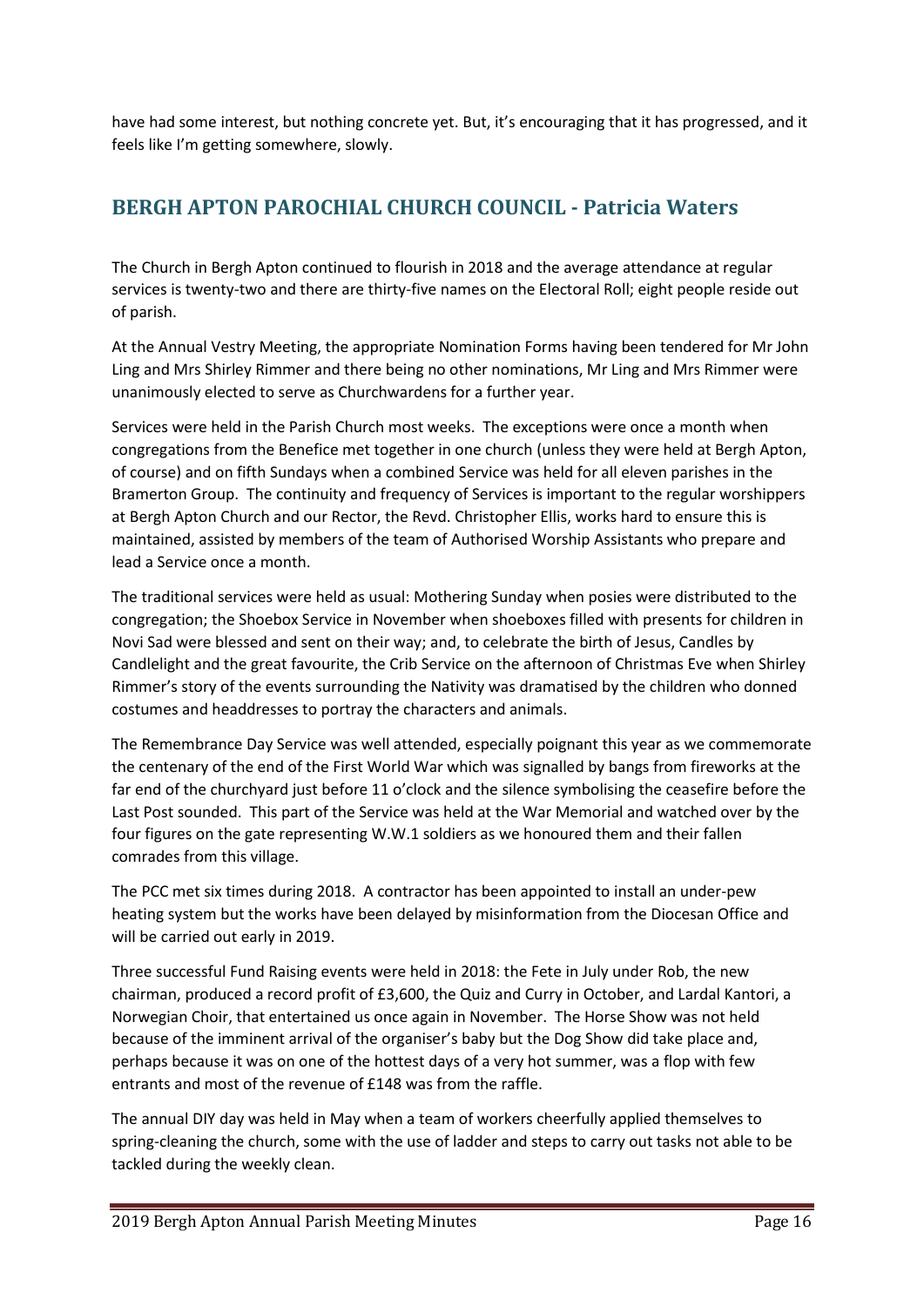have had some interest, but nothing concrete yet. But, it's encouraging that it has progressed, and it feels like I'm getting somewhere, slowly.

## BERGH APTON PAROCHIAL CHURCH COUNCIL - Patricia Waters

The Church in Bergh Apton continued to flourish in 2018 and the average attendance at regular services is twenty-two and there are thirty-five names on the Electoral Roll; eight people reside out of parish.

At the Annual Vestry Meeting, the appropriate Nomination Forms having been tendered for Mr John Ling and Mrs Shirley Rimmer and there being no other nominations, Mr Ling and Mrs Rimmer were unanimously elected to serve as Churchwardens for a further year.

Services were held in the Parish Church most weeks. The exceptions were once a month when congregations from the Benefice met together in one church (unless they were held at Bergh Apton, of course) and on fifth Sundays when a combined Service was held for all eleven parishes in the Bramerton Group. The continuity and frequency of Services is important to the regular worshippers at Bergh Apton Church and our Rector, the Revd. Christopher Ellis, works hard to ensure this is maintained, assisted by members of the team of Authorised Worship Assistants who prepare and lead a Service once a month.

The traditional services were held as usual: Mothering Sunday when posies were distributed to the congregation; the Shoebox Service in November when shoeboxes filled with presents for children in Novi Sad were blessed and sent on their way; and, to celebrate the birth of Jesus, Candles by Candlelight and the great favourite, the Crib Service on the afternoon of Christmas Eve when Shirley Rimmer's story of the events surrounding the Nativity was dramatised by the children who donned costumes and headdresses to portray the characters and animals.

The Remembrance Day Service was well attended, especially poignant this year as we commemorate the centenary of the end of the First World War which was signalled by bangs from fireworks at the far end of the churchyard just before 11 o'clock and the silence symbolising the ceasefire before the Last Post sounded. This part of the Service was held at the War Memorial and watched over by the four figures on the gate representing W.W.1 soldiers as we honoured them and their fallen comrades from this village.

The PCC met six times during 2018. A contractor has been appointed to install an under-pew heating system but the works have been delayed by misinformation from the Diocesan Office and will be carried out early in 2019.

Three successful Fund Raising events were held in 2018: the Fete in July under Rob, the new chairman, produced a record profit of £3,600, the Quiz and Curry in October, and Lardal Kantori, a Norwegian Choir, that entertained us once again in November. The Horse Show was not held because of the imminent arrival of the organiser's baby but the Dog Show did take place and, perhaps because it was on one of the hottest days of a very hot summer, was a flop with few entrants and most of the revenue of £148 was from the raffle.

The annual DIY day was held in May when a team of workers cheerfully applied themselves to spring-cleaning the church, some with the use of ladder and steps to carry out tasks not able to be tackled during the weekly clean.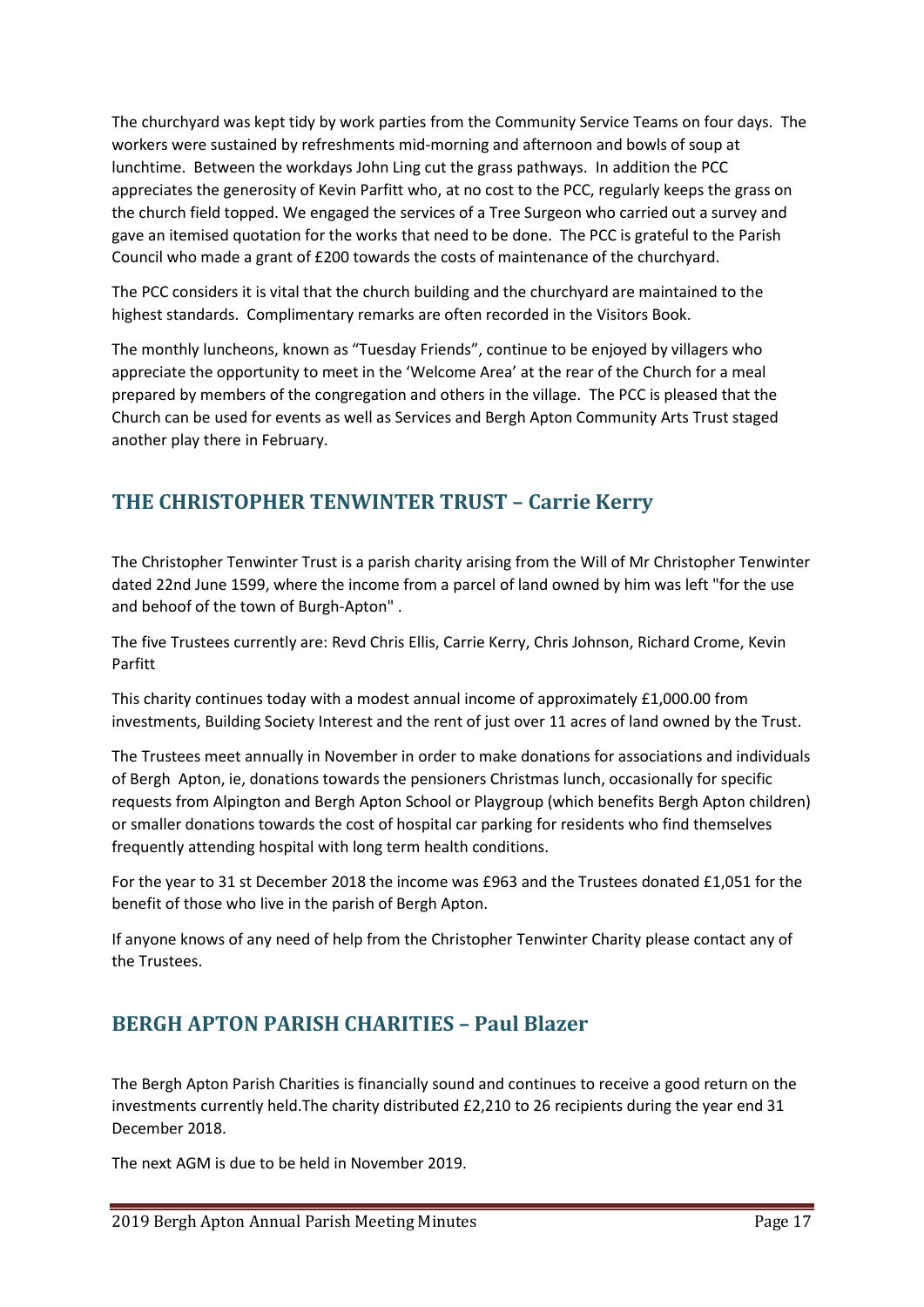The churchyard was kept tidy by work parties from the Community Service Teams on four days. The workers were sustained by refreshments mid-morning and afternoon and bowls of soup at lunchtime. Between the workdays John Ling cut the grass pathways. In addition the PCC appreciates the generosity of Kevin Parfitt who, at no cost to the PCC, regularly keeps the grass on the church field topped. We engaged the services of a Tree Surgeon who carried out a survey and gave an itemised quotation for the works that need to be done. The PCC is grateful to the Parish Council who made a grant of £200 towards the costs of maintenance of the churchyard.

The PCC considers it is vital that the church building and the churchyard are maintained to the highest standards. Complimentary remarks are often recorded in the Visitors Book.

The monthly luncheons, known as "Tuesday Friends", continue to be enjoyed by villagers who appreciate the opportunity to meet in the 'Welcome Area' at the rear of the Church for a meal prepared by members of the congregation and others in the village. The PCC is pleased that the Church can be used for events as well as Services and Bergh Apton Community Arts Trust staged another play there in February.

## THE CHRISTOPHER TENWINTER TRUST – Carrie Kerry

The Christopher Tenwinter Trust is a parish charity arising from the Will of Mr Christopher Tenwinter dated 22nd June 1599, where the income from a parcel of land owned by him was left "for the use and behoof of the town of Burgh-Apton" .

The five Trustees currently are: Revd Chris Ellis, Carrie Kerry, Chris Johnson, Richard Crome, Kevin Parfitt

This charity continues today with a modest annual income of approximately £1,000.00 from investments, Building Society Interest and the rent of just over 11 acres of land owned by the Trust.

The Trustees meet annually in November in order to make donations for associations and individuals of Bergh Apton, ie, donations towards the pensioners Christmas lunch, occasionally for specific requests from Alpington and Bergh Apton School or Playgroup (which benefits Bergh Apton children) or smaller donations towards the cost of hospital car parking for residents who find themselves frequently attending hospital with long term health conditions.

For the year to 31 st December 2018 the income was £963 and the Trustees donated £1,051 for the benefit of those who live in the parish of Bergh Apton.

If anyone knows of any need of help from the Christopher Tenwinter Charity please contact any of the Trustees.

## BERGH APTON PARISH CHARITIES – Paul Blazer

The Bergh Apton Parish Charities is financially sound and continues to receive a good return on the investments currently held.The charity distributed £2,210 to 26 recipients during the year end 31 December 2018.

The next AGM is due to be held in November 2019.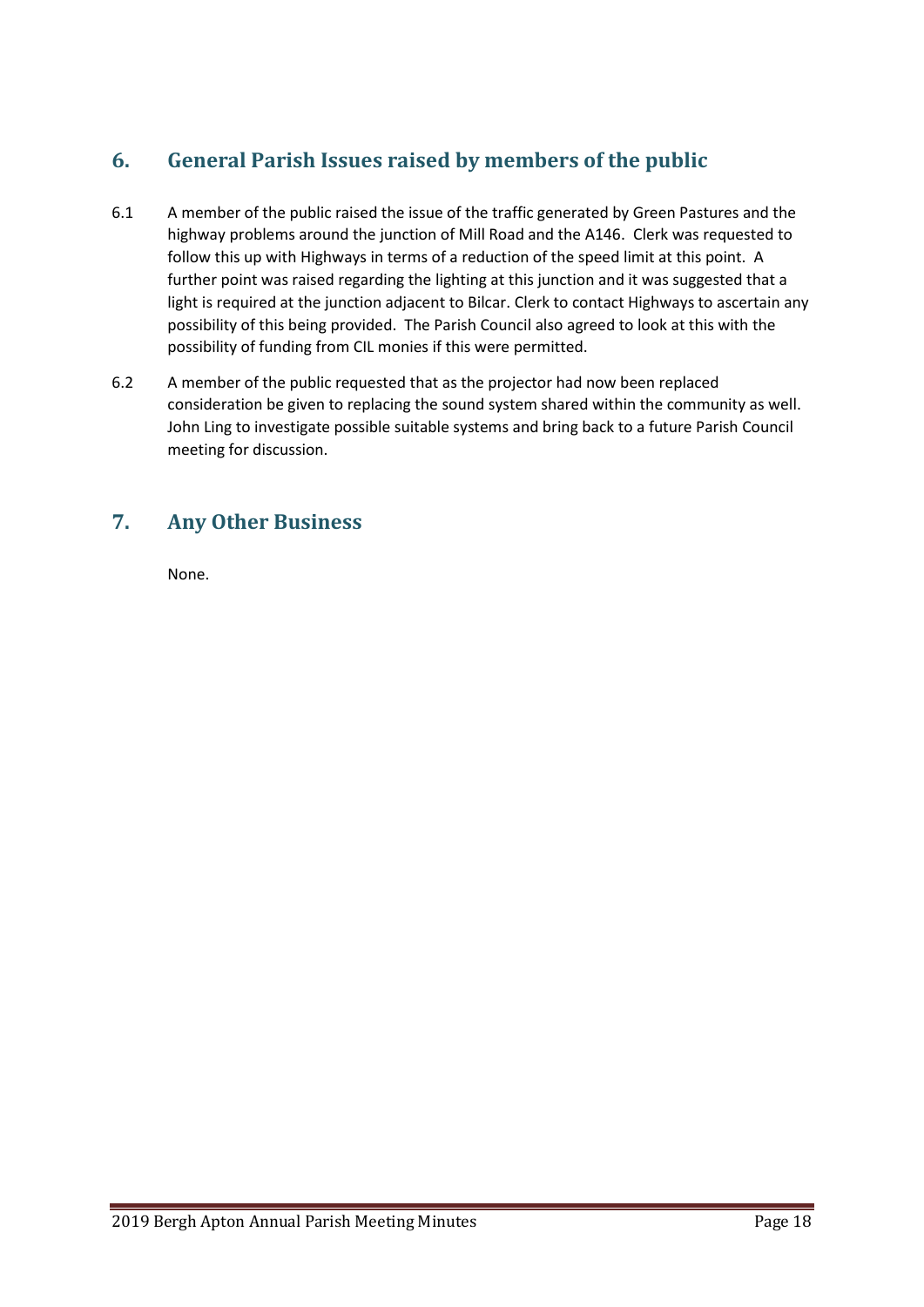## 6. General Parish Issues raised by members of the public

6.1 A member of the public raised the issue of the traffic generated by Green Pastures and the highway problems around the junction of Mill Road and the A146. Clerk was requested to follow this up with Highways in terms of a reduction of the speed limit at this point. A further point was raised regarding the lighting at this junction and it was suggested that a light is required at the junction adjacent to Bilcar. Clerk to contact Highways to ascertain any possibility of this being provided. The Parish Council also agreed to look at this with the possibility of funding from CIL monies if this were permitted.

6.2 A member of the public requested that as the projector had now been replaced consideration be given to replacing the sound system shared within the community as well. John Ling to investigate possible suitable systems and bring back to a future Parish Council meeting for discussion.

## 7. Any Other Business

None.